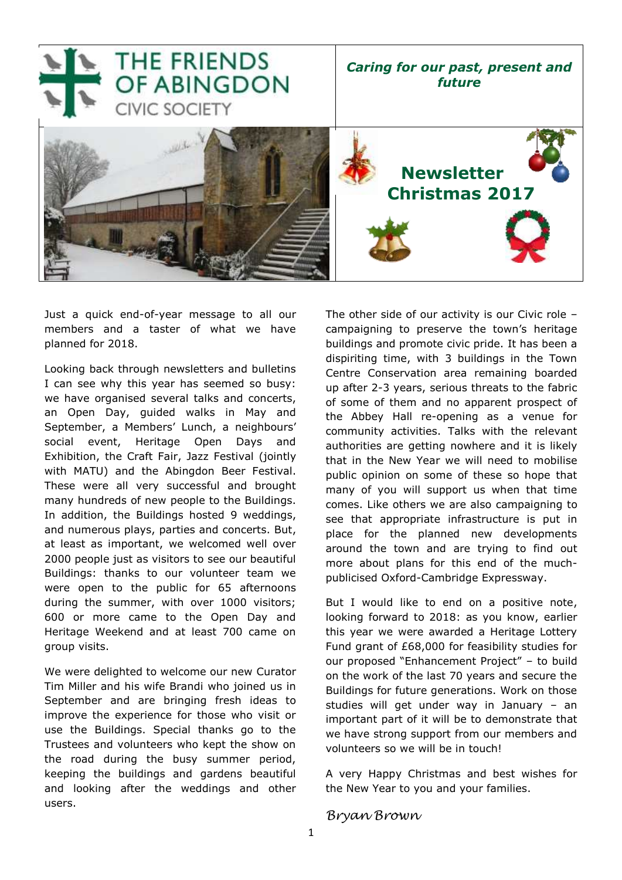# THE FRIENDS OF ABINGDON

CIVIC SOCIETY

***Caring for our past, present and future***

## Newsletter Christmas 2017

Just a quick end-of-year message to all our members and a taster of what we have planned for 2018.

Looking back through newsletters and bulletins I can see why this year has seemed so busy: we have organised several talks and concerts, an Open Day, guided walks in May and September, a Members' Lunch, a neighbours' social event, Heritage Open Days and Exhibition, the Craft Fair, Jazz Festival (jointly with MATU) and the Abingdon Beer Festival. These were all very successful and brought many hundreds of new people to the Buildings. In addition, the Buildings hosted 9 weddings, and numerous plays, parties and concerts. But, at least as important, we welcomed well over 2000 people just as visitors to see our beautiful Buildings: thanks to our volunteer team we were open to the public for 65 afternoons during the summer, with over 1000 visitors; 600 or more came to the Open Day and Heritage Weekend and at least 700 came on group visits.

We were delighted to welcome our new Curator Tim Miller and his wife Brandi who joined us in September and are bringing fresh ideas to improve the experience for those who visit or use the Buildings. Special thanks go to the Trustees and volunteers who kept the show on the road during the busy summer period, keeping the buildings and gardens beautiful and looking after the weddings and other users.

The other side of our activity is our Civic role – campaigning to preserve the town's heritage buildings and promote civic pride. It has been a dispiriting time, with 3 buildings in the Town Centre Conservation area remaining boarded up after 2-3 years, serious threats to the fabric of some of them and no apparent prospect of the Abbey Hall re-opening as a venue for community activities. Talks with the relevant authorities are getting nowhere and it is likely that in the New Year we will need to mobilise public opinion on some of these so hope that many of you will support us when that time comes. Like others we are also campaigning to see that appropriate infrastructure is put in place for the planned new developments around the town and are trying to find out more about plans for this end of the much-publicised Oxford-Cambridge Expressway.

But I would like to end on a positive note, looking forward to 2018: as you know, earlier this year we were awarded a Heritage Lottery Fund grant of £68,000 for feasibility studies for our proposed "Enhancement Project" – to build on the work of the last 70 years and secure the Buildings for future generations. Work on those studies will get under way in January – an important part of it will be to demonstrate that we have strong support from our members and volunteers so we will be in touch!

A very Happy Christmas and best wishes for the New Year to you and your families.

*Bryan Brown*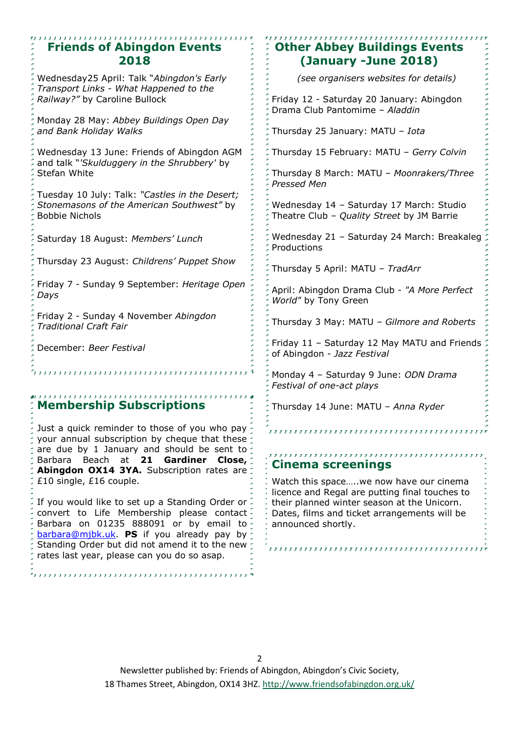## Friends of Abingdon Events 2018

Wednesday25 April: Talk "*Abingdon's Early Transport Links - What Happened to the Railway?"* by Caroline Bullock

Monday 28 May: *Abbey Buildings Open Day and Bank Holiday Walks*

Wednesday 13 June: Friends of Abingdon AGM and talk "*'Skulduggery in the Shrubbery'* by Stefan White

Tuesday 10 July: Talk: *"Castles in the Desert; Stonemasons of the American Southwest"* by Bobbie Nichols

Saturday 18 August: *Members' Lunch*

Thursday 23 August: *Childrens' Puppet Show*

Friday 7 - Sunday 9 September: *Heritage Open Days*

Friday 2 - Sunday 4 November *Abingdon Traditional Craft Fair*

December: *Beer Festival*

## Membership Subscriptions

Just a quick reminder to those of you who pay your annual subscription by cheque that these are due by 1 January and should be sent to Barbara Beach at **21 Gardiner Close, Abingdon OX14 3YA.** Subscription rates are £10 single, £16 couple.

If you would like to set up a Standing Order or convert to Life Membership please contact Barbara on 01235 888091 or by email to barbara@mjbk.uk. **PS** if you already pay by Standing Order but did not amend it to the new rates last year, please can you do so asap.

## Other Abbey Buildings Events (January -June 2018)

*(see organisers websites for details)*

Friday 12 - Saturday 20 January: Abingdon Drama Club Pantomime – *Aladdin*

Thursday 25 January: MATU – *Iota*

Thursday 15 February: MATU – *Gerry Colvin*

Thursday 8 March: MATU – *Moonrakers/Three Pressed Men*

Wednesday 14 – Saturday 17 March: Studio Theatre Club – *Quality Street* by JM Barrie

Wednesday 21 – Saturday 24 March: Breakaleg Productions

Thursday 5 April: MATU – *TradArr*

April: Abingdon Drama Club - *"A More Perfect World"* by Tony Green

Thursday 3 May: MATU – *Gilmore and Roberts*

Friday 11 – Saturday 12 May MATU and Friends of Abingdon - *Jazz Festival*

Monday 4 – Saturday 9 June: *ODN Drama Festival of one-act plays*

Thursday 14 June: MATU – *Anna Ryder*

## Cinema screenings

Watch this space…..we now have our cinema licence and Regal are putting final touches to their planned winter season at the Unicorn. Dates, films and ticket arrangements will be announced shortly.

Newsletter published by: Friends of Abingdon, Abingdon's Civic Society, 18 Thames Street, Abingdon, OX14 3HZ. http://www.friendsofabingdon.org.uk/